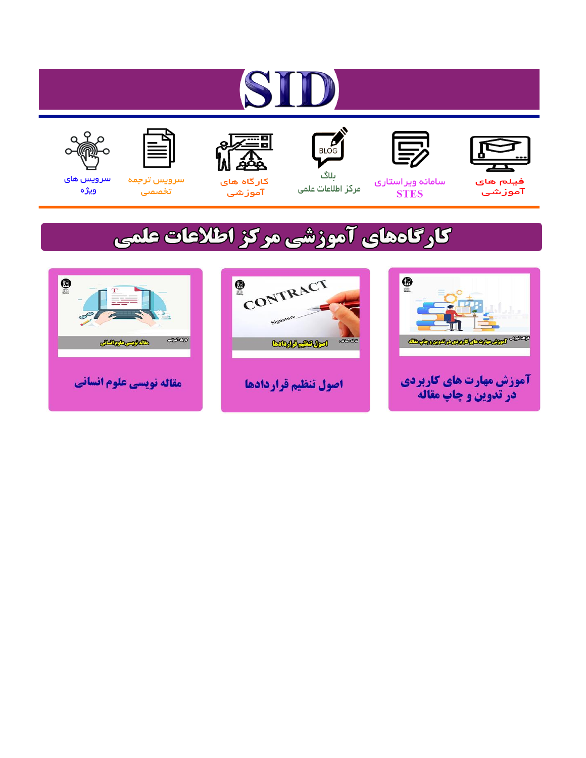# SID

فیلم های آموزشی

سامانه ویراستاری STES

بلاگ مرکز اطلاعات علمی

کارگاه های آموزشی

سرویس ترجمه تخصصی

سرویس های ویژه

## کارگاه‌های آموزشی مرکز اطلاعات علمی

آموزش مهارت های کاربردی در تدوین و چاپ مقاله

اصول تنظیم قراردادها

مقاله نویسی علوم انسانی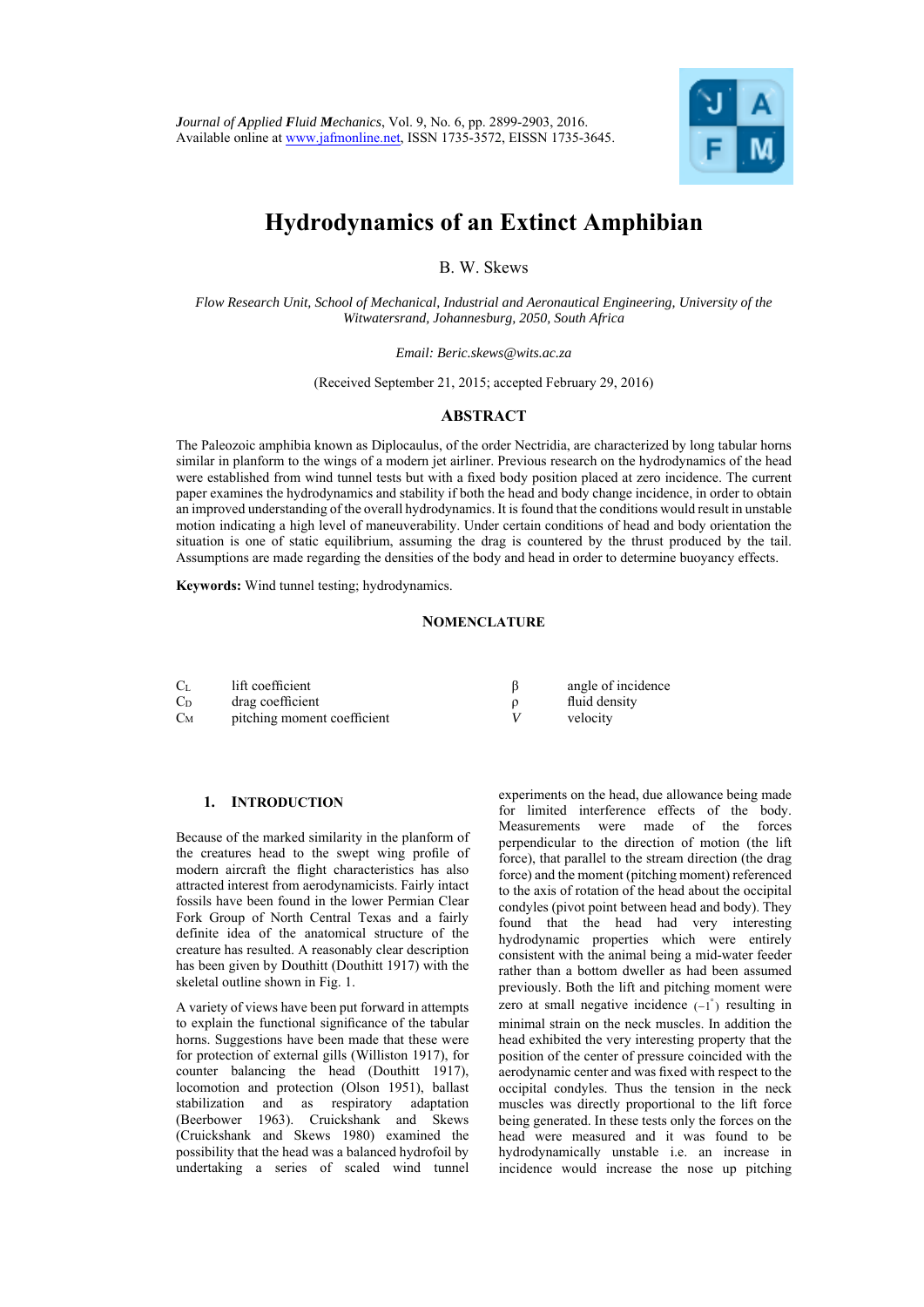# Hydrodynamics of an Extinct Amphibian

B. W. Skews

*Flow Research Unit, School of Mechanical, Industrial and Aeronautical Engineering, University of the Witwatersrand, Johannesburg, 2050, South Africa*

*Email: Beric.skews@wits.ac.za*

(Received September 21, 2015; accepted February 29, 2016)

## ABSTRACT

The Paleozoic amphibia known as Diplocaulus, of the order Nectridia, are characterized by long tabular horns similar in planform to the wings of a modern jet airliner. Previous research on the hydrodynamics of the head were established from wind tunnel tests but with a fixed body position placed at zero incidence. The current paper examines the hydrodynamics and stability if both the head and body change incidence, in order to obtain an improved understanding of the overall hydrodynamics. It is found that the conditions would result in unstable motion indicating a high level of maneuverability. Under certain conditions of head and body orientation the situation is one of static equilibrium, assuming the drag is countered by the thrust produced by the tail. Assumptions are made regarding the densities of the body and head in order to determine buoyancy effects.

**Keywords:** Wind tunnel testing; hydrodynamics.

## NOMENCLATURE

| | | | | |
|---|---|---|---|---|
| $C_L$ | lift coefficient | | $\beta$ | angle of incidence |
| $C_D$ | drag coefficient | | $\rho$ | fluid density |
| $C_M$ | pitching moment coefficient | | $V$ | velocity |

## 1. INTRODUCTION

Because of the marked similarity in the planform of the creatures head to the swept wing profile of modern aircraft the flight characteristics has also attracted interest from aerodynamicists. Fairly intact fossils have been found in the lower Permian Clear Fork Group of North Central Texas and a fairly definite idea of the anatomical structure of the creature has resulted. A reasonably clear description has been given by Douthitt (Douthitt 1917) with the skeletal outline shown in Fig. 1.

A variety of views have been put forward in attempts to explain the functional significance of the tabular horns. Suggestions have been made that these were for protection of external gills (Williston 1917), for counter balancing the head (Douthitt 1917), locomotion and protection (Olson 1951), ballast stabilization and as respiratory adaptation (Beerbower 1963). Cruickshank and Skews (Cruickshank and Skews 1980) examined the possibility that the head was a balanced hydrofoil by undertaking a series of scaled wind tunnel experiments on the head, due allowance being made for limited interference effects of the body. Measurements were made of the forces perpendicular to the direction of motion (the lift force), that parallel to the stream direction (the drag force) and the moment (pitching moment) referenced to the axis of rotation of the head about the occipital condyles (pivot point between head and body). They found that the head had very interesting hydrodynamic properties which were entirely consistent with the animal being a mid-water feeder rather than a bottom dweller as had been assumed previously. Both the lift and pitching moment were zero at small negative incidence ($-1^{\circ}$) resulting in minimal strain on the neck muscles. In addition the head exhibited the very interesting property that the position of the center of pressure coincided with the aerodynamic center and was fixed with respect to the occipital condyles. Thus the tension in the neck muscles was directly proportional to the lift force being generated. In these tests only the forces on the head were measured and it was found to be hydrodynamically unstable i.e. an increase in incidence would increase the nose up pitching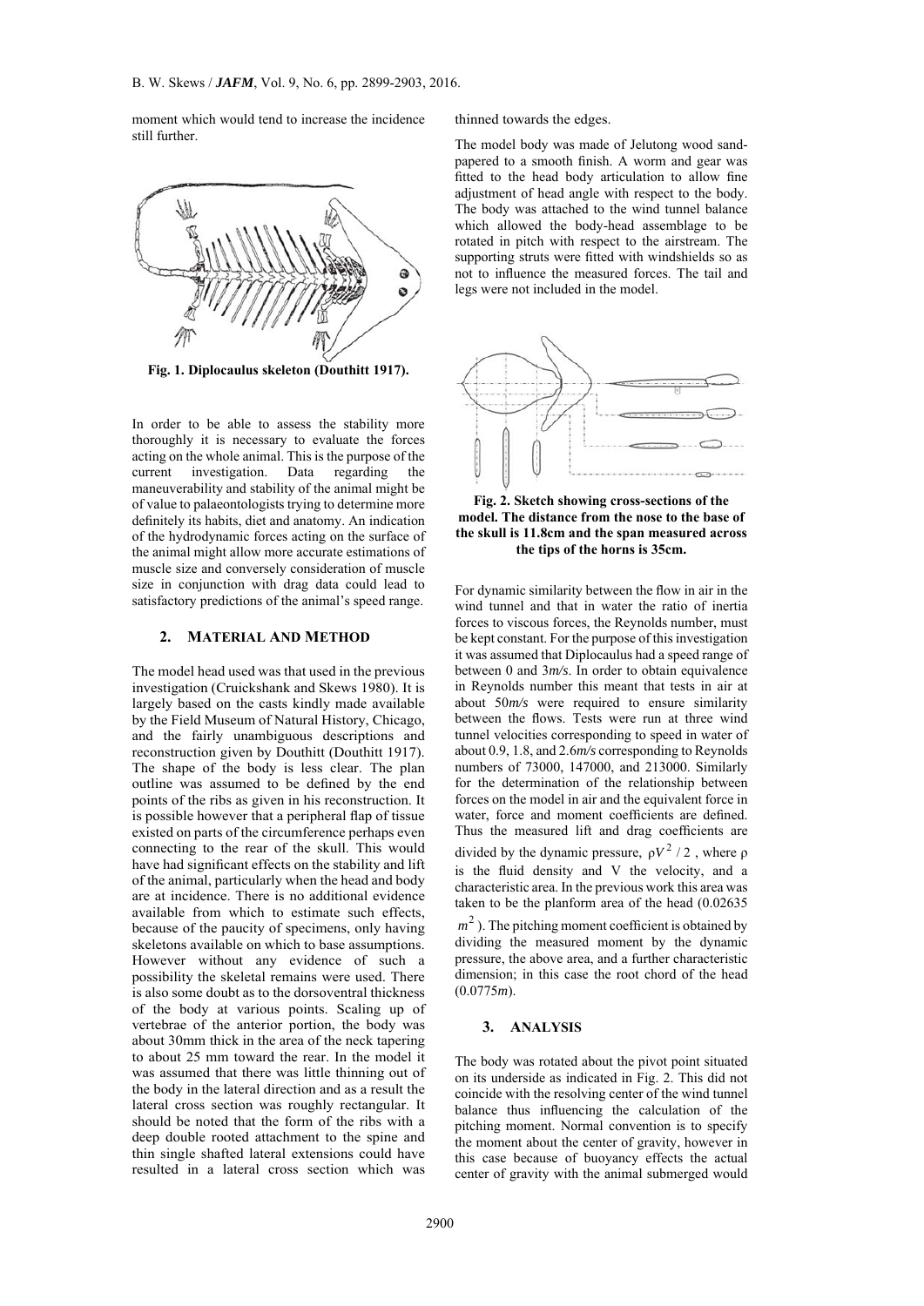moment which would tend to increase the incidence still further.

**Fig. 1. Diplocaulus skeleton (Douthitt 1917).**

In order to be able to assess the stability more thoroughly it is necessary to evaluate the forces acting on the whole animal. This is the purpose of the current investigation. Data regarding the maneuverability and stability of the animal might be of value to palaeontologists trying to determine more definitely its habits, diet and anatomy. An indication of the hydrodynamic forces acting on the surface of the animal might allow more accurate estimations of muscle size and conversely consideration of muscle size in conjunction with drag data could lead to satisfactory predictions of the animal's speed range.

## 2. MATERIAL AND METHOD

The model head used was that used in the previous investigation (Cruickshank and Skews 1980). It is largely based on the casts kindly made available by the Field Museum of Natural History, Chicago, and the fairly unambiguous descriptions and reconstruction given by Douthitt (Douthitt 1917). The shape of the body is less clear. The plan outline was assumed to be defined by the end points of the ribs as given in his reconstruction. It is possible however that a peripheral flap of tissue existed on parts of the circumference perhaps even connecting to the rear of the skull. This would have had significant effects on the stability and lift of the animal, particularly when the head and body are at incidence. There is no additional evidence available from which to estimate such effects, because of the paucity of specimens, only having skeletons available on which to base assumptions. However without any evidence of such a possibility the skeletal remains were used. There is also some doubt as to the dorsoventral thickness of the body at various points. Scaling up of vertebrae of the anterior portion, the body was about 30mm thick in the area of the neck tapering to about 25 mm toward the rear. In the model it was assumed that there was little thinning out of the body in the lateral direction and as a result the lateral cross section was roughly rectangular. It should be noted that the form of the ribs with a deep double rooted attachment to the spine and thin single shafted lateral extensions could have resulted in a lateral cross section which was thinned towards the edges.

The model body was made of Jelutong wood sand-papered to a smooth finish. A worm and gear was fitted to the head body articulation to allow fine adjustment of head angle with respect to the body. The body was attached to the wind tunnel balance which allowed the body-head assemblage to be rotated in pitch with respect to the airstream. The supporting struts were fitted with windshields so as not to influence the measured forces. The tail and legs were not included in the model.

**Fig. 2. Sketch showing cross-sections of the model. The distance from the nose to the base of the skull is 11.8cm and the span measured across the tips of the horns is 35cm.**

For dynamic similarity between the flow in air in the wind tunnel and that in water the ratio of inertia forces to viscous forces, the Reynolds number, must be kept constant. For the purpose of this investigation it was assumed that Diplocaulus had a speed range of between 0 and 3*m/s*. In order to obtain equivalence in Reynolds number this meant that tests in air at about 50*m/s* were required to ensure similarity between the flows. Tests were run at three wind tunnel velocities corresponding to speed in water of about 0.9, 1.8, and 2.6*m/s* corresponding to Reynolds numbers of 73000, 147000, and 213000. Similarly for the determination of the relationship between forces on the model in air and the equivalent force in water, force and moment coefficients are defined. Thus the measured lift and drag coefficients are divided by the dynamic pressure, $\rho V^2/2$, where $\rho$ is the fluid density and V the velocity, and a characteristic area. In the previous work this area was taken to be the planform area of the head (0.02635 $m^2$). The pitching moment coefficient is obtained by dividing the measured moment by the dynamic pressure, the above area, and a further characteristic dimension; in this case the root chord of the head (0.0775*m*).

## 3. ANALYSIS

The body was rotated about the pivot point situated on its underside as indicated in Fig. 2. This did not coincide with the resolving center of the wind tunnel balance thus influencing the calculation of the pitching moment. Normal convention is to specify the moment about the center of gravity, however in this case because of buoyancy effects the actual center of gravity with the animal submerged would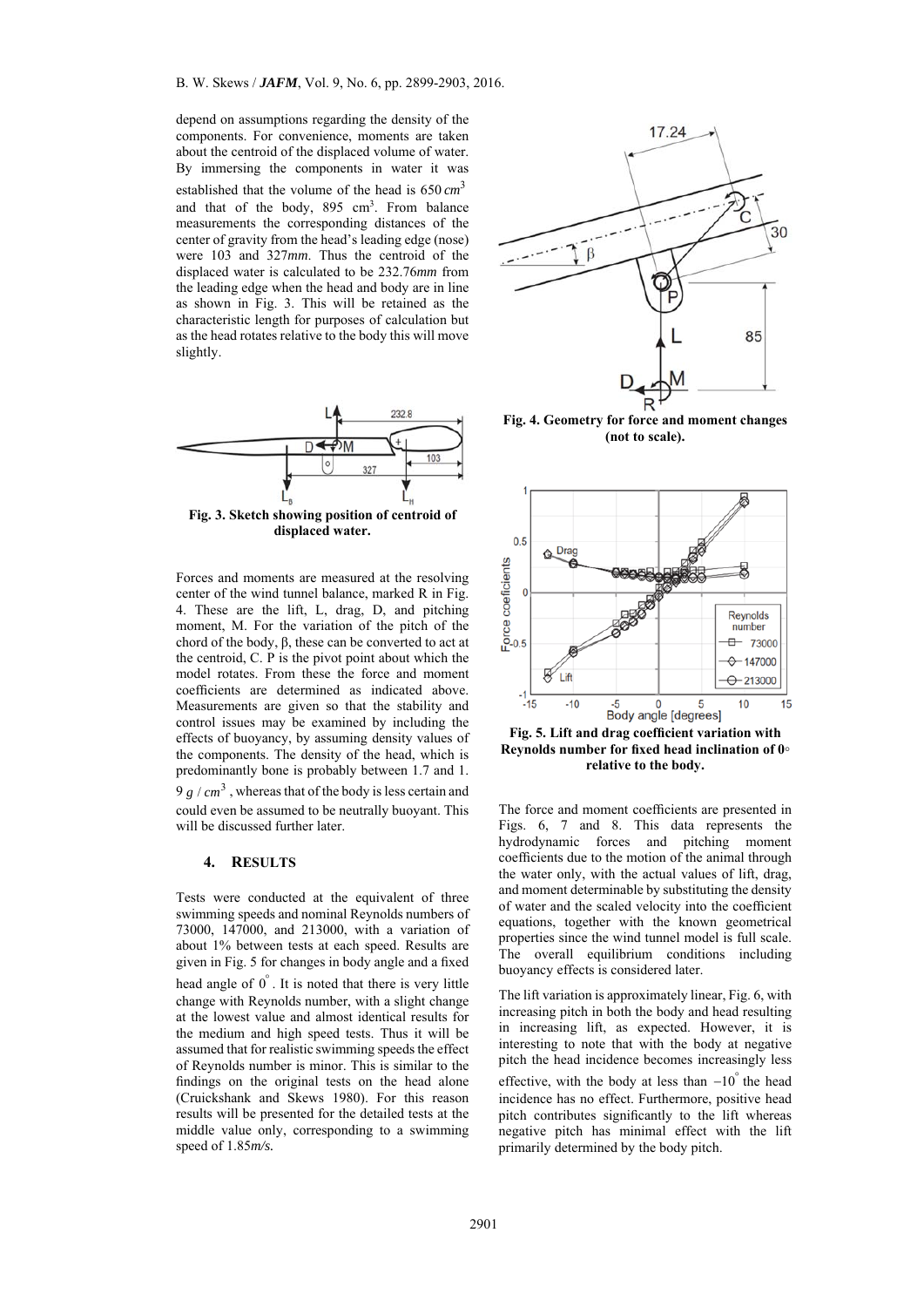depend on assumptions regarding the density of the components. For convenience, moments are taken about the centroid of the displaced volume of water. By immersing the components in water it was established that the volume of the head is 650 $cm^3$ and that of the body, 895 $cm^3$. From balance measurements the corresponding distances of the center of gravity from the head's leading edge (nose) were 103 and 327*mm*. Thus the centroid of the displaced water is calculated to be 232.76*mm* from the leading edge when the head and body are in line as shown in Fig. 3. This will be retained as the characteristic length for purposes of calculation but as the head rotates relative to the body this will move slightly.

**Fig. 3. Sketch showing position of centroid of displaced water.**

Forces and moments are measured at the resolving center of the wind tunnel balance, marked R in Fig. 4. These are the lift, L, drag, D, and pitching moment, M. For the variation of the pitch of the chord of the body, β, these can be converted to act at the centroid, C. P is the pivot point about which the model rotates. From these the force and moment coefficients are determined as indicated above. Measurements are given so that the stability and control issues may be examined by including the effects of buoyancy, by assuming density values of the components. The density of the head, which is predominantly bone is probably between 1.7 and 1.9 $g/cm^3$, whereas that of the body is less certain and could even be assumed to be neutrally buoyant. This will be discussed further later.

## 4. RESULTS

Tests were conducted at the equivalent of three swimming speeds and nominal Reynolds numbers of 73000, 147000, and 213000, with a variation of about 1% between tests at each speed. Results are given in Fig. 5 for changes in body angle and a fixed head angle of $0^\circ$. It is noted that there is very little change with Reynolds number, with a slight change at the lowest value and almost identical results for the medium and high speed tests. Thus it will be assumed that for realistic swimming speeds the effect of Reynolds number is minor. This is similar to the findings on the original tests on the head alone (Cruickshank and Skews 1980). For this reason results will be presented for the detailed tests at the middle value only, corresponding to a swimming speed of 1.85*m/s*.

**Fig. 4. Geometry for force and moment changes (not to scale).**

**Fig. 5. Lift and drag coefficient variation with Reynolds number for fixed head inclination of 0◦ relative to the body.**

The force and moment coefficients are presented in Figs. 6, 7 and 8. This data represents the hydrodynamic forces and pitching moment coefficients due to the motion of the animal through the water only, with the actual values of lift, drag, and moment determinable by substituting the density of water and the scaled velocity into the coefficient equations, together with the known geometrical properties since the wind tunnel model is full scale. The overall equilibrium conditions including buoyancy effects is considered later.

The lift variation is approximately linear, Fig. 6, with increasing pitch in both the body and head resulting in increasing lift, as expected. However, it is interesting to note that with the body at negative pitch the head incidence becomes increasingly less effective, with the body at less than $-10^\circ$ the head incidence has no effect. Furthermore, positive head pitch contributes significantly to the lift whereas negative pitch has minimal effect with the lift primarily determined by the body pitch.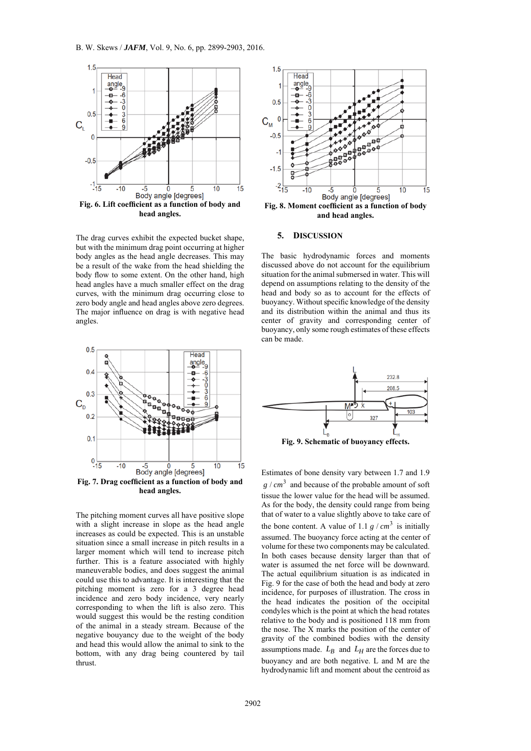Fig. 6. Lift coefficient as a function of body and head angles.

The drag curves exhibit the expected bucket shape, but with the minimum drag point occurring at higher body angles as the head angle decreases. This may be a result of the wake from the head shielding the body flow to some extent. On the other hand, high head angles have a much smaller effect on the drag curves, with the minimum drag occurring close to zero body angle and head angles above zero degrees. The major influence on drag is with negative head angles.

Fig. 7. Drag coefficient as a function of body and head angles.

The pitching moment curves all have positive slope with a slight increase in slope as the head angle increases as could be expected. This is an unstable situation since a small increase in pitch results in a larger moment which will tend to increase pitch further. This is a feature associated with highly maneuverable bodies, and does suggest the animal could use this to advantage. It is interesting that the pitching moment is zero for a 3 degree head incidence and zero body incidence, very nearly corresponding to when the lift is also zero. This would suggest this would be the resting condition of the animal in a steady stream. Because of the negative bouyancy due to the weight of the body and head this would allow the animal to sink to the bottom, with any drag being countered by tail thrust.

Fig. 8. Moment coefficient as a function of body and head angles.

## 5. DISCUSSION

The basic hydrodynamic forces and moments discussed above do not account for the equilibrium situation for the animal submersed in water. This will depend on assumptions relating to the density of the head and body so as to account for the effects of buoyancy. Without specific knowledge of the density and its distribution within the animal and thus its center of gravity and corresponding center of buoyancy, only some rough estimates of these effects can be made.

Fig. 9. Schematic of buoyancy effects.

Estimates of bone density vary between 1.7 and 1.9 $g/cm^3$ and because of the probable amount of soft tissue the lower value for the head will be assumed. As for the body, the density could range from being that of water to a value slightly above to take care of the bone content. A value of 1.1 $g/cm^3$ is initially assumed. The buoyancy force acting at the center of volume for these two components may be calculated. In both cases because density larger than that of water is assumed the net force will be downward. The actual equilibrium situation is as indicated in Fig. 9 for the case of both the head and body at zero incidence, for purposes of illustration. The cross in the head indicates the position of the occipital condyles which is the point at which the head rotates relative to the body and is positioned 118 mm from the nose. The X marks the position of the center of gravity of the combined bodies with the density assumptions made. $L_B$ and $L_H$ are the forces due to buoyancy and are both negative. L and M are the hydrodynamic lift and moment about the centroid as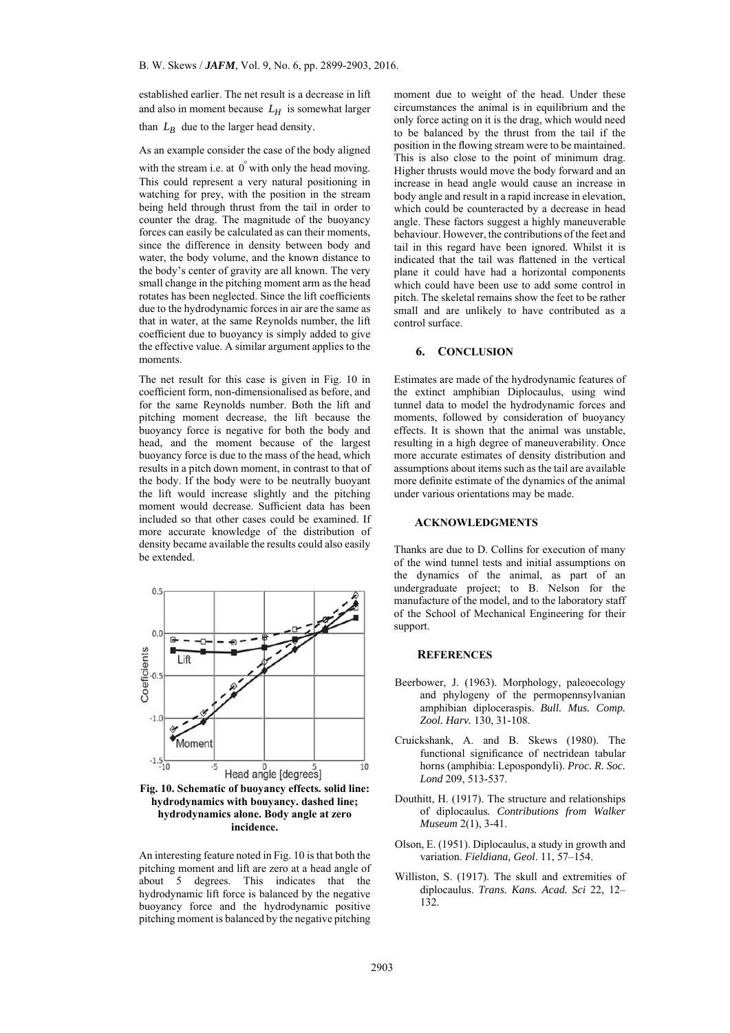established earlier. The net result is a decrease in lift and also in moment because $L_H$ is somewhat larger than $L_B$ due to the larger head density.

As an example consider the case of the body aligned with the stream i.e. at $0^{\circ}$ with only the head moving. This could represent a very natural positioning in watching for prey, with the position in the stream being held through thrust from the tail in order to counter the drag. The magnitude of the buoyancy forces can easily be calculated as can their moments, since the difference in density between body and water, the body volume, and the known distance to the body's center of gravity are all known. The very small change in the pitching moment arm as the head rotates has been neglected. Since the lift coefficients due to the hydrodynamic forces in air are the same as that in water, at the same Reynolds number, the lift coefficient due to buoyancy is simply added to give the effective value. A similar argument applies to the moments.

The net result for this case is given in Fig. 10 in coefficient form, non-dimensionalised as before, and for the same Reynolds number. Both the lift and pitching moment decrease, the lift because the buoyancy force is negative for both the body and head, and the moment because of the largest buoyancy force is due to the mass of the head, which results in a pitch down moment, in contrast to that of the body. If the body were to be neutrally buoyant the lift would increase slightly and the pitching moment would decrease. Sufficient data has been included so that other cases could be examined. If more accurate knowledge of the distribution of density became available the results could also easily be extended.

**Fig. 10. Schematic of buoyancy effects. solid line: hydrodynamics with bouyancy. dashed line; hydrodynamics alone. Body angle at zero incidence.**

An interesting feature noted in Fig. 10 is that both the pitching moment and lift are zero at a head angle of about 5 degrees. This indicates that the hydrodynamic lift force is balanced by the negative buoyancy force and the hydrodynamic positive pitching moment is balanced by the negative pitching moment due to weight of the head. Under these circumstances the animal is in equilibrium and the only force acting on it is the drag, which would need to be balanced by the thrust from the tail if the position in the flowing stream were to be maintained. This is also close to the point of minimum drag. Higher thrusts would move the body forward and an increase in head angle would cause an increase in body angle and result in a rapid increase in elevation, which could be counteracted by a decrease in head angle. These factors suggest a highly maneuverable behaviour. However, the contributions of the feet and tail in this regard have been ignored. Whilst it is indicated that the tail was flattened in the vertical plane it could have had a horizontal components which could have been use to add some control in pitch. The skeletal remains show the feet to be rather small and are unlikely to have contributed as a control surface.

## 6. CONCLUSION

Estimates are made of the hydrodynamic features of the extinct amphibian Diplocaulus, using wind tunnel data to model the hydrodynamic forces and moments, followed by consideration of buoyancy effects. It is shown that the animal was unstable, resulting in a high degree of maneuverability. Once more accurate estimates of density distribution and assumptions about items such as the tail are available more definite estimate of the dynamics of the animal under various orientations may be made.

## ACKNOWLEDGMENTS

Thanks are due to D. Collins for execution of many of the wind tunnel tests and initial assumptions on the dynamics of the animal, as part of an undergraduate project; to B. Nelson for the manufacture of the model, and to the laboratory staff of the School of Mechanical Engineering for their support.

## REFERENCES

Beerbower, J. (1963). Morphology, paleoecology and phylogeny of the permopennsylvanian amphibian diploceraspis. *Bull. Mus. Comp. Zool. Harv.* 130, 31-108.

Cruickshank, A. and B. Skews (1980). The functional significance of nectridean tabular horns (amphibia: Lepospondyli). *Proc. R. Soc. Lond* 209, 513-537.

Douthitt, H. (1917). The structure and relationships of diplocaulus*. Contributions from Walker Museum* 2(1), 3-41.

Olson, E. (1951). Diplocaulus, a study in growth and variation. *Fieldiana, Geol*. 11, 57–154.

Williston, S. (1917). The skull and extremities of diplocaulus. *Trans. Kans. Acad. Sci* 22, 12–132.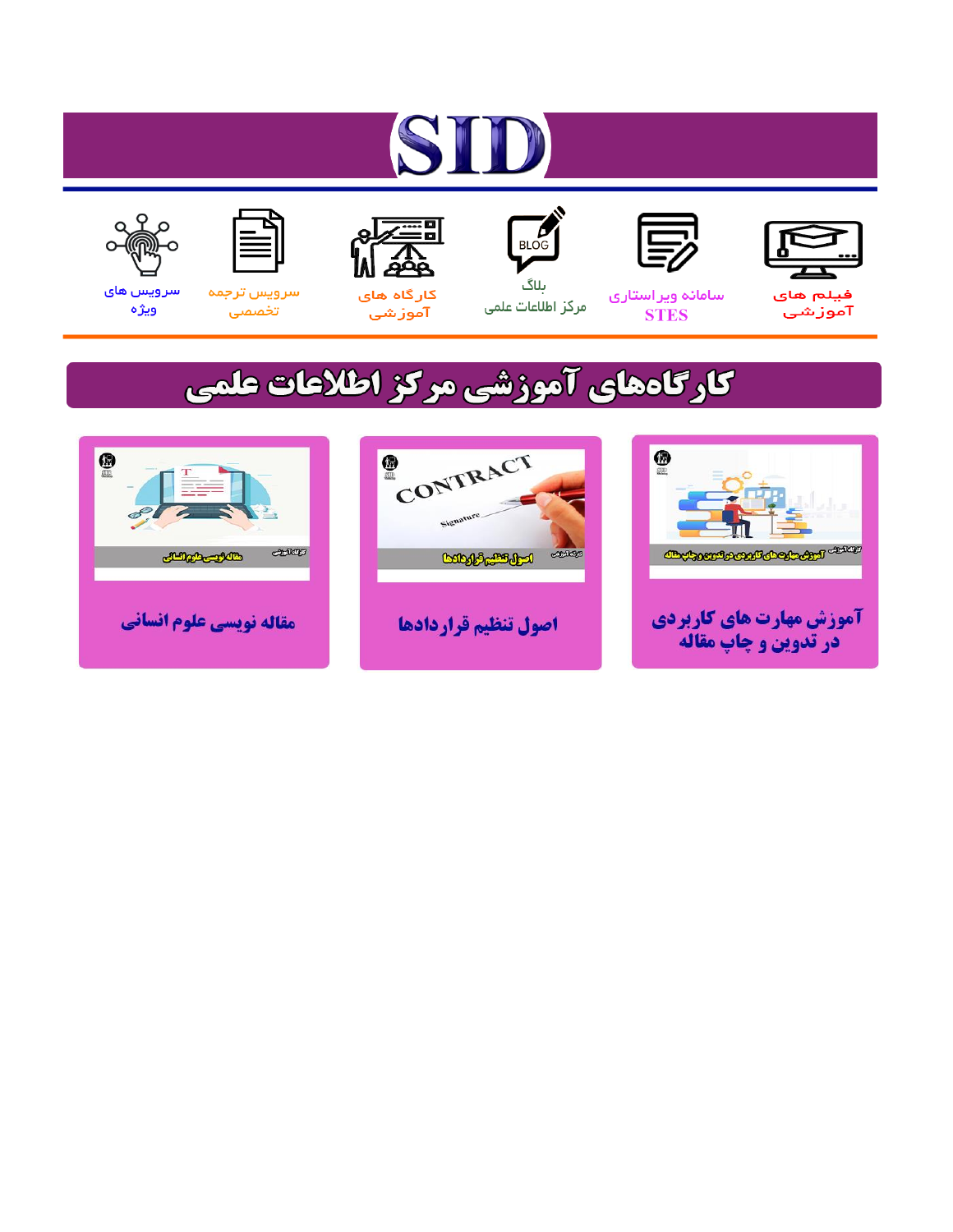# SID

فیلم های آموزشی

سامانه ویراستاری STES

بلاگ مرکز اطلاعات علمی

کارگاه های آموزشی

سرویس ترجمه تخصصی

سرویس های ویژه

## کارگاه‌های آموزشی مرکز اطلاعات علمی

آموزش مهارت های کاربردی در تدوین و چاپ مقاله

اصول تنظیم قراردادها

مقاله نویسی علوم انسانی